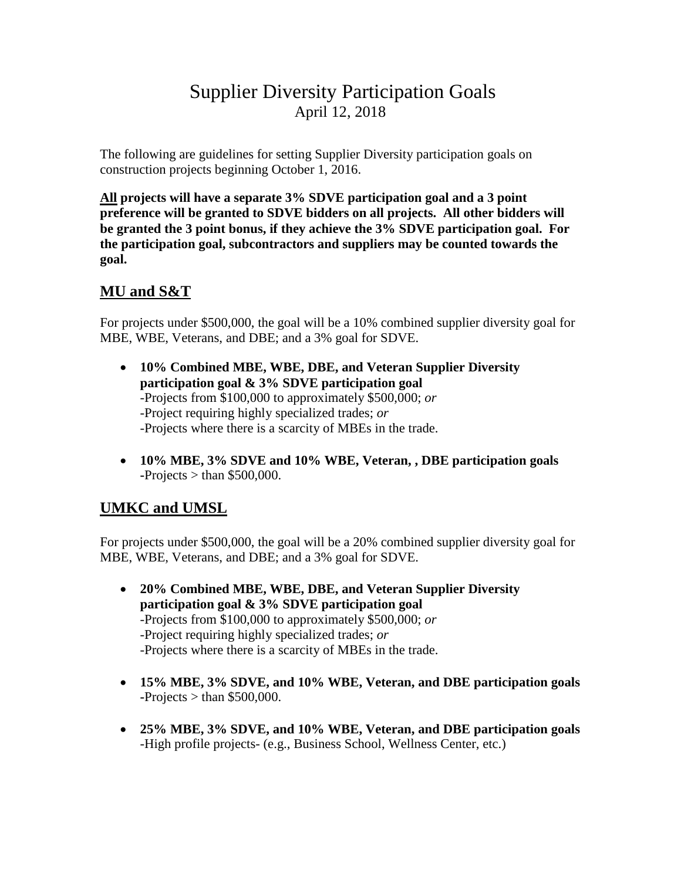# Supplier Diversity Participation Goals

April 12, 2018

The following are guidelines for setting Supplier Diversity participation goals on construction projects beginning October 1, 2016.

**<u>All</u> projects will have a separate 3% SDVE participation goal and a 3 point preference will be granted to SDVE bidders on all projects. All other bidders will be granted the 3 point bonus, if they achieve the 3% SDVE participation goal. For the participation goal, subcontractors and suppliers may be counted towards the goal.**

## MU and S&T

For projects under $500,000, the goal will be a 10% combined supplier diversity goal for MBE, WBE, Veterans, and DBE; and a 3% goal for SDVE.

- **10% Combined MBE, WBE, DBE, and Veteran Supplier Diversity participation goal & 3% SDVE participation goal**
  -Projects from $100,000 to approximately $500,000; *or*
  -Project requiring highly specialized trades; *or*
  -Projects where there is a scarcity of MBEs in the trade.

- **10% MBE, 3% SDVE and 10% WBE, Veteran, , DBE participation goals**
  -Projects > than $500,000.

## UMKC and UMSL

For projects under $500,000, the goal will be a 20% combined supplier diversity goal for MBE, WBE, Veterans, and DBE; and a 3% goal for SDVE.

- **20% Combined MBE, WBE, DBE, and Veteran Supplier Diversity participation goal & 3% SDVE participation goal**
  -Projects from $100,000 to approximately $500,000; *or*
  -Project requiring highly specialized trades; *or*
  -Projects where there is a scarcity of MBEs in the trade.

- **15% MBE, 3% SDVE, and 10% WBE, Veteran, and DBE participation goals**
  -Projects > than $500,000.

- **25% MBE, 3% SDVE, and 10% WBE, Veteran, and DBE participation goals**
  -High profile projects- (e.g., Business School, Wellness Center, etc.)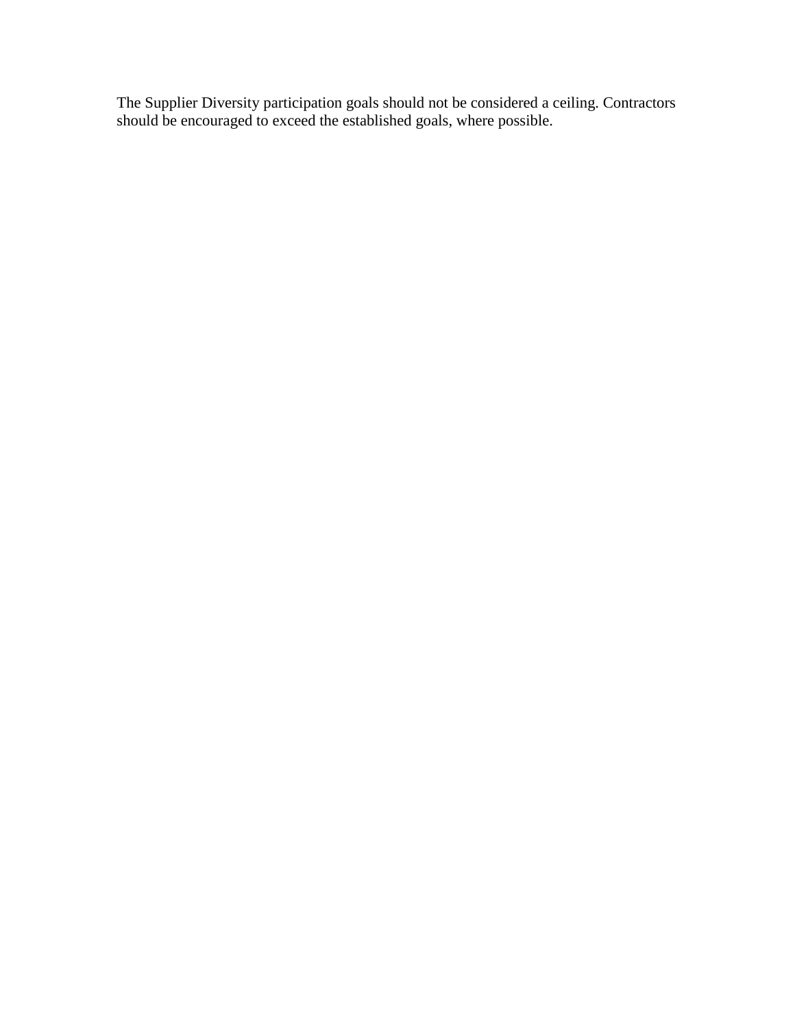The Supplier Diversity participation goals should not be considered a ceiling. Contractors should be encouraged to exceed the established goals, where possible.